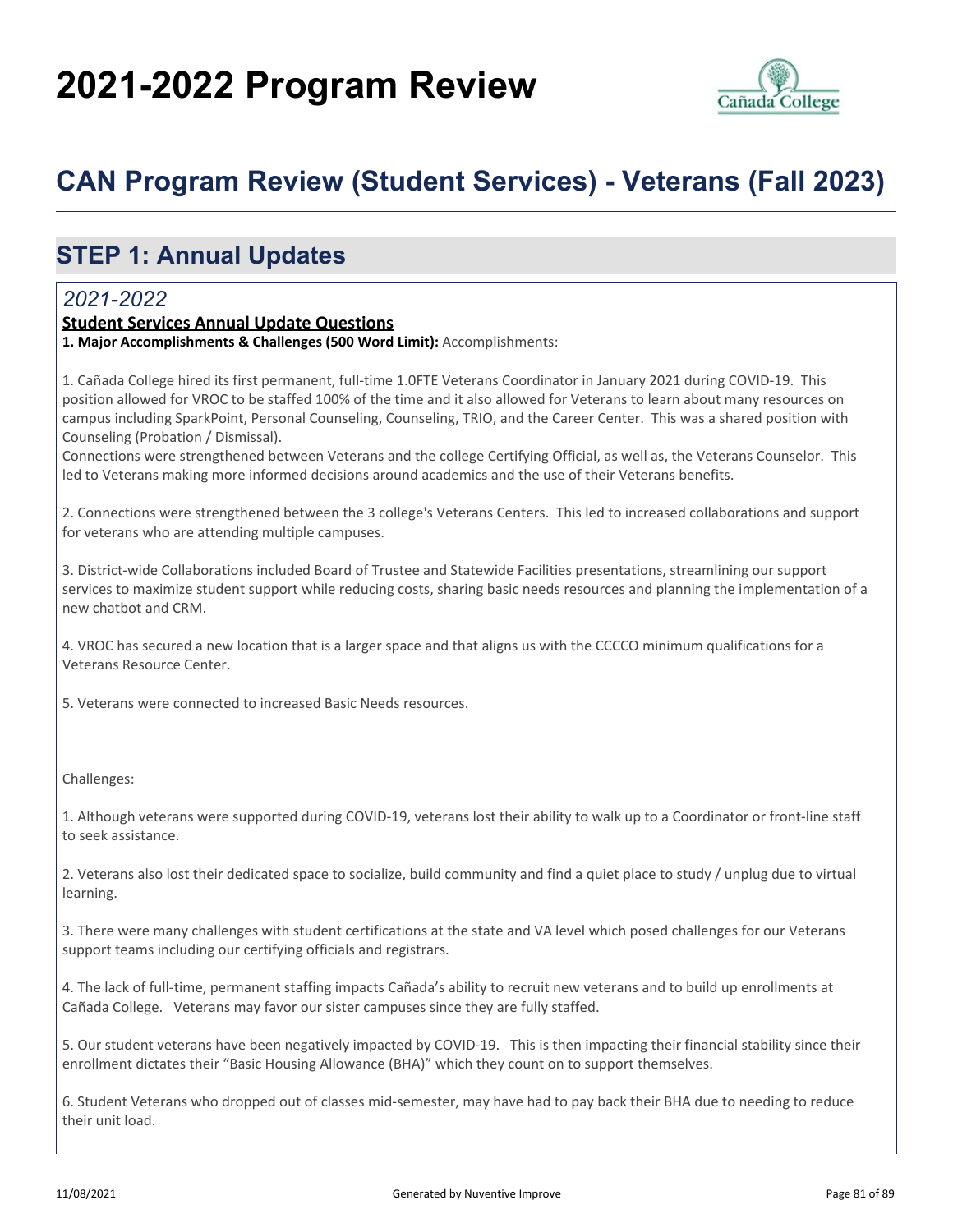# 2021-2022 Program Review

## CAN Program Review (Student Services) - Veterans (Fall 2023)

## STEP 1: Annual Updates

### *2021-2022*

**Student Services Annual Update Questions**

**1. Major Accomplishments & Challenges (500 Word Limit):** Accomplishments:

1. Cañada College hired its first permanent, full-time 1.0FTE Veterans Coordinator in January 2021 during COVID-19. This position allowed for VROC to be staffed 100% of the time and it also allowed for Veterans to learn about many resources on campus including SparkPoint, Personal Counseling, Counseling, TRIO, and the Career Center. This was a shared position with Counseling (Probation / Dismissal).
Connections were strengthened between Veterans and the college Certifying Official, as well as, the Veterans Counselor. This led to Veterans making more informed decisions around academics and the use of their Veterans benefits.

2. Connections were strengthened between the 3 college's Veterans Centers. This led to increased collaborations and support for veterans who are attending multiple campuses.

3. District-wide Collaborations included Board of Trustee and Statewide Facilities presentations, streamlining our support services to maximize student support while reducing costs, sharing basic needs resources and planning the implementation of a new chatbot and CRM.

4. VROC has secured a new location that is a larger space and that aligns us with the CCCCO minimum qualifications for a Veterans Resource Center.

5. Veterans were connected to increased Basic Needs resources.

Challenges:

1. Although veterans were supported during COVID-19, veterans lost their ability to walk up to a Coordinator or front-line staff to seek assistance.

2. Veterans also lost their dedicated space to socialize, build community and find a quiet place to study / unplug due to virtual learning.

3. There were many challenges with student certifications at the state and VA level which posed challenges for our Veterans support teams including our certifying officials and registrars.

4. The lack of full-time, permanent staffing impacts Cañada's ability to recruit new veterans and to build up enrollments at Cañada College. Veterans may favor our sister campuses since they are fully staffed.

5. Our student veterans have been negatively impacted by COVID-19. This is then impacting their financial stability since their enrollment dictates their "Basic Housing Allowance (BHA)" which they count on to support themselves.

6. Student Veterans who dropped out of classes mid-semester, may have had to pay back their BHA due to needing to reduce their unit load.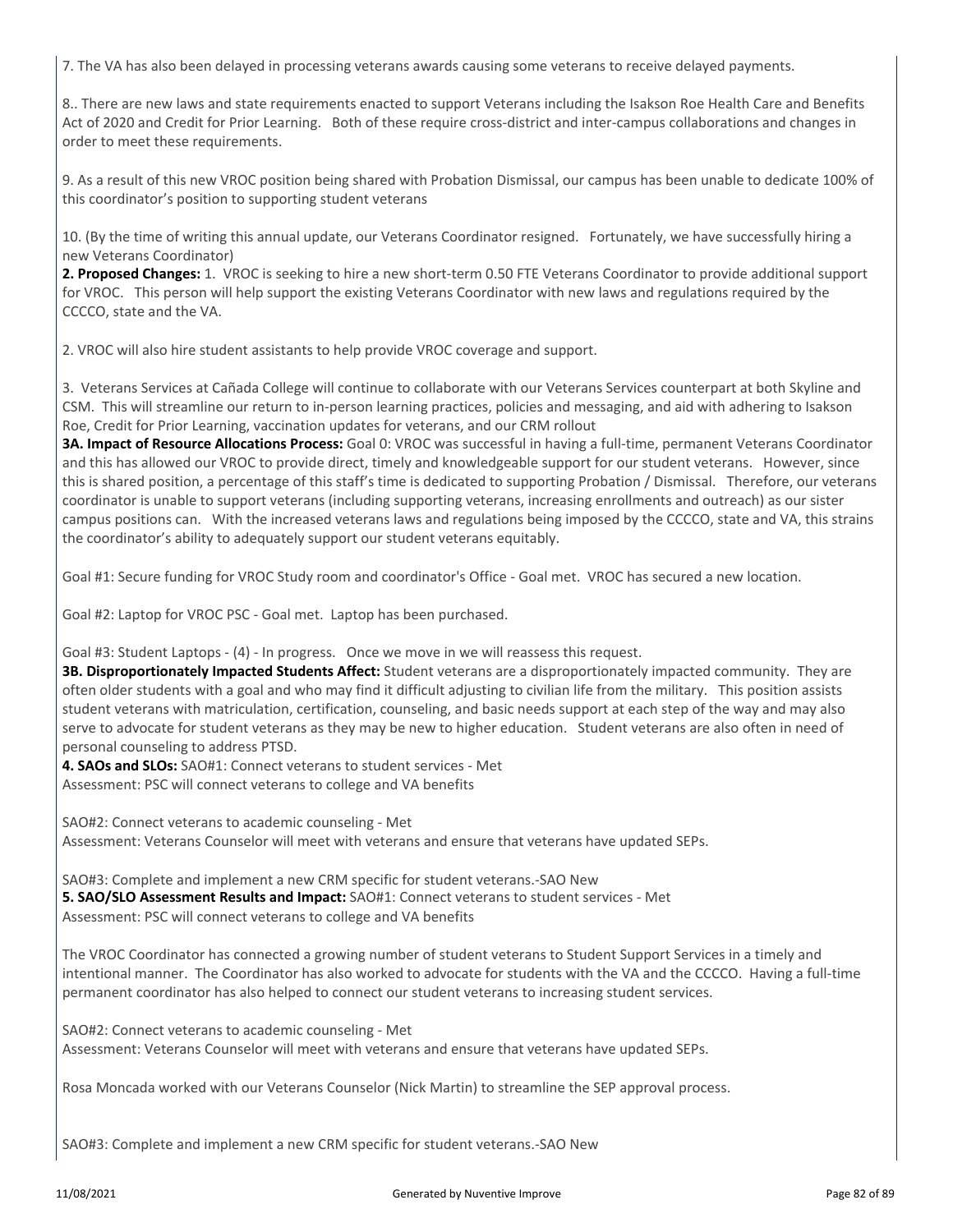7. The VA has also been delayed in processing veterans awards causing some veterans to receive delayed payments.

8.. There are new laws and state requirements enacted to support Veterans including the Isakson Roe Health Care and Benefits Act of 2020 and Credit for Prior Learning. Both of these require cross-district and inter-campus collaborations and changes in order to meet these requirements.

9. As a result of this new VROC position being shared with Probation Dismissal, our campus has been unable to dedicate 100% of this coordinator's position to supporting student veterans

10. (By the time of writing this annual update, our Veterans Coordinator resigned. Fortunately, we have successfully hiring a new Veterans Coordinator)

**2. Proposed Changes:** 1. VROC is seeking to hire a new short-term 0.50 FTE Veterans Coordinator to provide additional support for VROC. This person will help support the existing Veterans Coordinator with new laws and regulations required by the CCCCO, state and the VA.

2. VROC will also hire student assistants to help provide VROC coverage and support.

3. Veterans Services at Cañada College will continue to collaborate with our Veterans Services counterpart at both Skyline and CSM. This will streamline our return to in-person learning practices, policies and messaging, and aid with adhering to Isakson Roe, Credit for Prior Learning, vaccination updates for veterans, and our CRM rollout

**3A. Impact of Resource Allocations Process:** Goal 0: VROC was successful in having a full-time, permanent Veterans Coordinator and this has allowed our VROC to provide direct, timely and knowledgeable support for our student veterans. However, since this is shared position, a percentage of this staff's time is dedicated to supporting Probation / Dismissal. Therefore, our veterans coordinator is unable to support veterans (including supporting veterans, increasing enrollments and outreach) as our sister campus positions can. With the increased veterans laws and regulations being imposed by the CCCCO, state and VA, this strains the coordinator's ability to adequately support our student veterans equitably.

Goal #1: Secure funding for VROC Study room and coordinator's Office - Goal met. VROC has secured a new location.

Goal #2: Laptop for VROC PSC - Goal met. Laptop has been purchased.

Goal #3: Student Laptops - (4) - In progress. Once we move in we will reassess this request.

**3B. Disproportionately Impacted Students Affect:** Student veterans are a disproportionately impacted community. They are often older students with a goal and who may find it difficult adjusting to civilian life from the military. This position assists student veterans with matriculation, certification, counseling, and basic needs support at each step of the way and may also serve to advocate for student veterans as they may be new to higher education. Student veterans are also often in need of personal counseling to address PTSD.

**4. SAOs and SLOs:** SAO#1: Connect veterans to student services - Met
Assessment: PSC will connect veterans to college and VA benefits

SAO#2: Connect veterans to academic counseling - Met
Assessment: Veterans Counselor will meet with veterans and ensure that veterans have updated SEPs.

SAO#3: Complete and implement a new CRM specific for student veterans.-SAO New

**5. SAO/SLO Assessment Results and Impact:** SAO#1: Connect veterans to student services - Met
Assessment: PSC will connect veterans to college and VA benefits

The VROC Coordinator has connected a growing number of student veterans to Student Support Services in a timely and intentional manner. The Coordinator has also worked to advocate for students with the VA and the CCCCO. Having a full-time permanent coordinator has also helped to connect our student veterans to increasing student services.

SAO#2: Connect veterans to academic counseling - Met
Assessment: Veterans Counselor will meet with veterans and ensure that veterans have updated SEPs.

Rosa Moncada worked with our Veterans Counselor (Nick Martin) to streamline the SEP approval process.

SAO#3: Complete and implement a new CRM specific for student veterans.-SAO New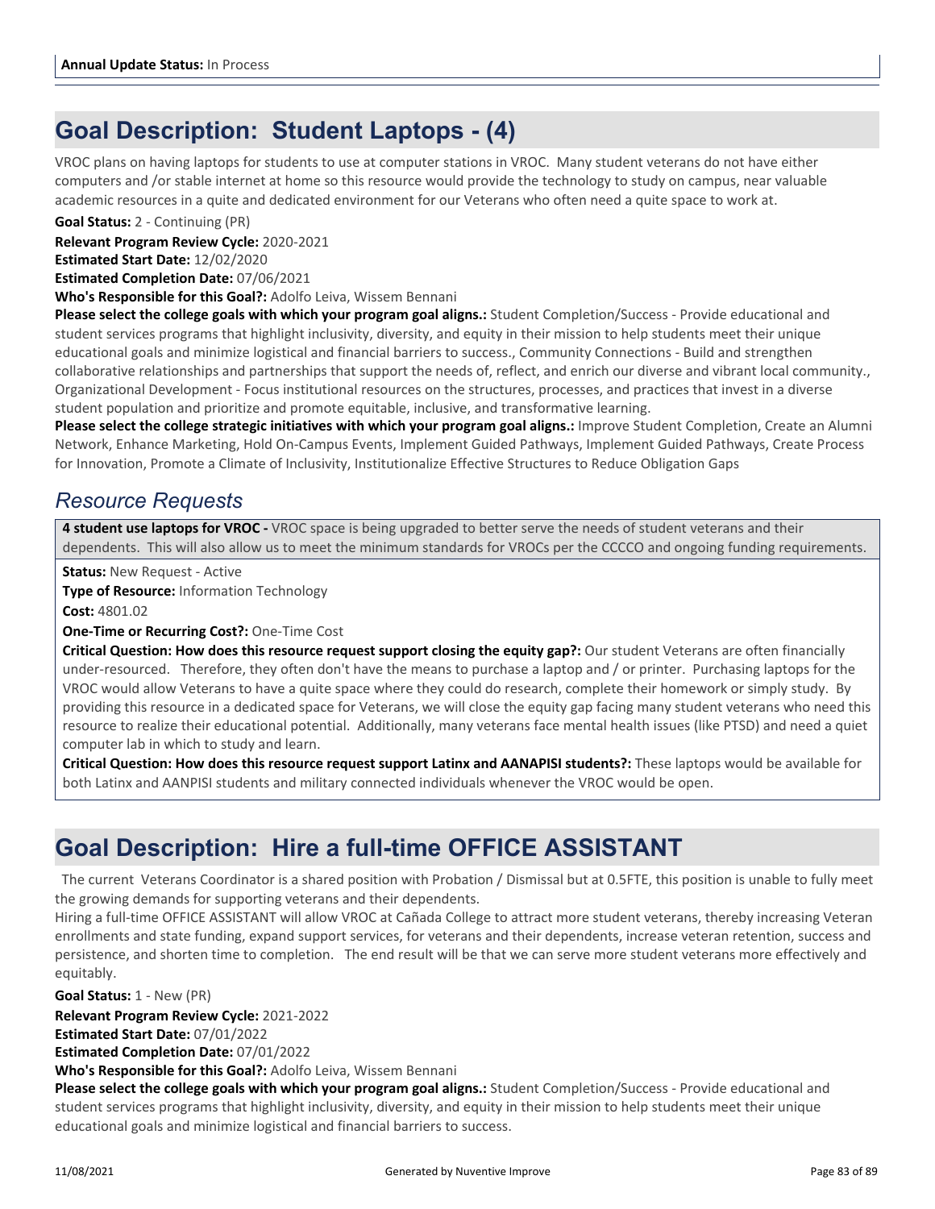**Annual Update Status:** In Process

## Goal Description: Student Laptops - (4)

VROC plans on having laptops for students to use at computer stations in VROC. Many student veterans do not have either computers and /or stable internet at home so this resource would provide the technology to study on campus, near valuable academic resources in a quite and dedicated environment for our Veterans who often need a quite space to work at.

**Goal Status:** 2 - Continuing (PR)

**Relevant Program Review Cycle:** 2020-2021

**Estimated Start Date:** 12/02/2020

**Estimated Completion Date:** 07/06/2021

**Who's Responsible for this Goal?:** Adolfo Leiva, Wissem Bennani

**Please select the college goals with which your program goal aligns.:** Student Completion/Success - Provide educational and student services programs that highlight inclusivity, diversity, and equity in their mission to help students meet their unique educational goals and minimize logistical and financial barriers to success., Community Connections - Build and strengthen collaborative relationships and partnerships that support the needs of, reflect, and enrich our diverse and vibrant local community., Organizational Development - Focus institutional resources on the structures, processes, and practices that invest in a diverse student population and prioritize and promote equitable, inclusive, and transformative learning.

**Please select the college strategic initiatives with which your program goal aligns.:** Improve Student Completion, Create an Alumni Network, Enhance Marketing, Hold On-Campus Events, Implement Guided Pathways, Implement Guided Pathways, Create Process for Innovation, Promote a Climate of Inclusivity, Institutionalize Effective Structures to Reduce Obligation Gaps

### *Resource Requests*

**4 student use laptops for VROC -** VROC space is being upgraded to better serve the needs of student veterans and their dependents. This will also allow us to meet the minimum standards for VROCs per the CCCCO and ongoing funding requirements.

**Status:** New Request - Active

**Type of Resource:** Information Technology

**Cost:** 4801.02

**One-Time or Recurring Cost?:** One-Time Cost

**Critical Question: How does this resource request support closing the equity gap?:** Our student Veterans are often financially under-resourced. Therefore, they often don't have the means to purchase a laptop and / or printer. Purchasing laptops for the VROC would allow Veterans to have a quite space where they could do research, complete their homework or simply study. By providing this resource in a dedicated space for Veterans, we will close the equity gap facing many student veterans who need this resource to realize their educational potential. Additionally, many veterans face mental health issues (like PTSD) and need a quiet computer lab in which to study and learn.

**Critical Question: How does this resource request support Latinx and AANAPISI students?:** These laptops would be available for both Latinx and AANPISI students and military connected individuals whenever the VROC would be open.

## Goal Description: Hire a full-time OFFICE ASSISTANT

The current Veterans Coordinator is a shared position with Probation / Dismissal but at 0.5FTE, this position is unable to fully meet the growing demands for supporting veterans and their dependents.

Hiring a full-time OFFICE ASSISTANT will allow VROC at Cañada College to attract more student veterans, thereby increasing Veteran enrollments and state funding, expand support services, for veterans and their dependents, increase veteran retention, success and persistence, and shorten time to completion. The end result will be that we can serve more student veterans more effectively and equitably.

**Goal Status:** 1 - New (PR)

**Relevant Program Review Cycle:** 2021-2022

**Estimated Start Date:** 07/01/2022

**Estimated Completion Date:** 07/01/2022

**Who's Responsible for this Goal?:** Adolfo Leiva, Wissem Bennani

**Please select the college goals with which your program goal aligns.:** Student Completion/Success - Provide educational and student services programs that highlight inclusivity, diversity, and equity in their mission to help students meet their unique educational goals and minimize logistical and financial barriers to success.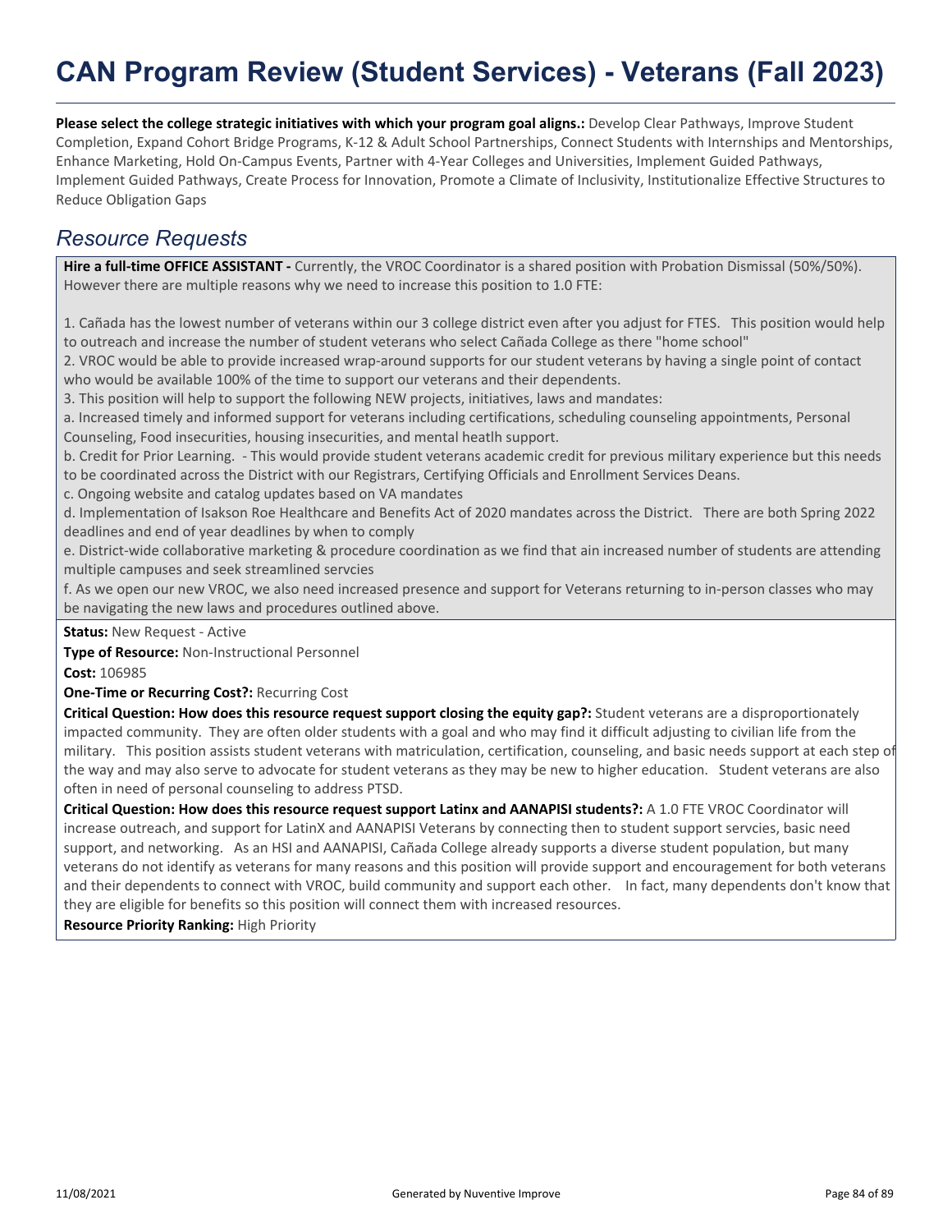# CAN Program Review (Student Services) - Veterans (Fall 2023)

**Please select the college strategic initiatives with which your program goal aligns.:** Develop Clear Pathways, Improve Student Completion, Expand Cohort Bridge Programs, K-12 & Adult School Partnerships, Connect Students with Internships and Mentorships, Enhance Marketing, Hold On-Campus Events, Partner with 4-Year Colleges and Universities, Implement Guided Pathways, Implement Guided Pathways, Create Process for Innovation, Promote a Climate of Inclusivity, Institutionalize Effective Structures to Reduce Obligation Gaps

## *Resource Requests*

**Hire a full-time OFFICE ASSISTANT -** Currently, the VROC Coordinator is a shared position with Probation Dismissal (50%/50%). However there are multiple reasons why we need to increase this position to 1.0 FTE:

1. Cañada has the lowest number of veterans within our 3 college district even after you adjust for FTES. This position would help to outreach and increase the number of student veterans who select Cañada College as there "home school"
2. VROC would be able to provide increased wrap-around supports for our student veterans by having a single point of contact who would be available 100% of the time to support our veterans and their dependents.
3. This position will help to support the following NEW projects, initiatives, laws and mandates:

a. Increased timely and informed support for veterans including certifications, scheduling counseling appointments, Personal Counseling, Food insecurities, housing insecurities, and mental heatlh support.
b. Credit for Prior Learning. - This would provide student veterans academic credit for previous military experience but this needs to be coordinated across the District with our Registrars, Certifying Officials and Enrollment Services Deans.
c. Ongoing website and catalog updates based on VA mandates
d. Implementation of Isakson Roe Healthcare and Benefits Act of 2020 mandates across the District. There are both Spring 2022 deadlines and end of year deadlines by when to comply
e. District-wide collaborative marketing & procedure coordination as we find that ain increased number of students are attending multiple campuses and seek streamlined servcies
f. As we open our new VROC, we also need increased presence and support for Veterans returning to in-person classes who may be navigating the new laws and procedures outlined above.

**Status:** New Request - Active

**Type of Resource:** Non-Instructional Personnel

**Cost:** 106985

**One-Time or Recurring Cost?:** Recurring Cost

**Critical Question: How does this resource request support closing the equity gap?:** Student veterans are a disproportionately impacted community. They are often older students with a goal and who may find it difficult adjusting to civilian life from the military. This position assists student veterans with matriculation, certification, counseling, and basic needs support at each step of the way and may also serve to advocate for student veterans as they may be new to higher education. Student veterans are also often in need of personal counseling to address PTSD.

**Critical Question: How does this resource request support Latinx and AANAPISI students?:** A 1.0 FTE VROC Coordinator will increase outreach, and support for LatinX and AANAPISI Veterans by connecting then to student support servcies, basic need support, and networking. As an HSI and AANAPISI, Cañada College already supports a diverse student population, but many veterans do not identify as veterans for many reasons and this position will provide support and encouragement for both veterans and their dependents to connect with VROC, build community and support each other. In fact, many dependents don't know that they are eligible for benefits so this position will connect them with increased resources.

**Resource Priority Ranking:** High Priority